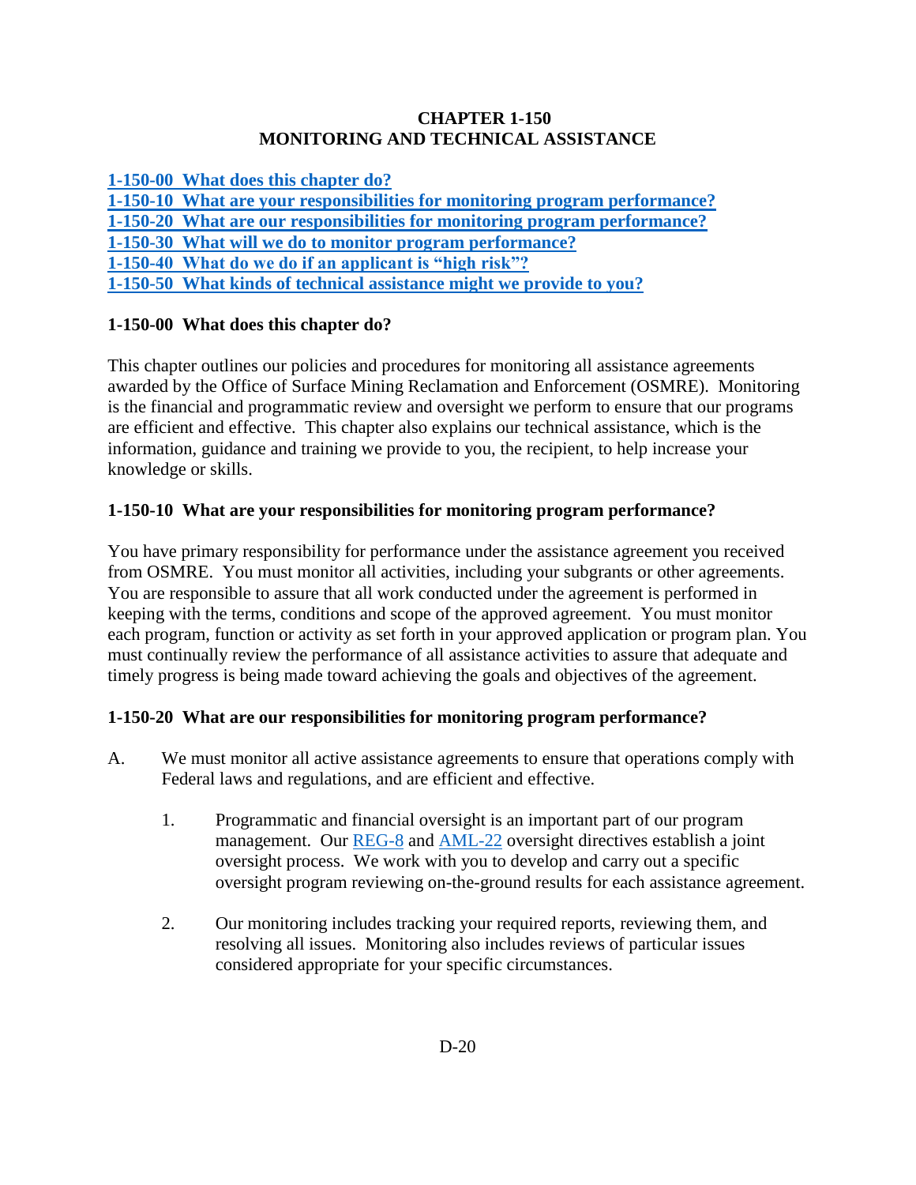# CHAPTER 1-150
# MONITORING AND TECHNICAL ASSISTANCE

[1-150-00 What does this chapter do?](#)
[1-150-10 What are your responsibilities for monitoring program performance?](#)
[1-150-20 What are our responsibilities for monitoring program performance?](#)
[1-150-30 What will we do to monitor program performance?](#)
[1-150-40 What do we do if an applicant is "high risk"?](#)
[1-150-50 What kinds of technical assistance might we provide to you?](#)

## 1-150-00 What does this chapter do?

This chapter outlines our policies and procedures for monitoring all assistance agreements awarded by the Office of Surface Mining Reclamation and Enforcement (OSMRE). Monitoring is the financial and programmatic review and oversight we perform to ensure that our programs are efficient and effective. This chapter also explains our technical assistance, which is the information, guidance and training we provide to you, the recipient, to help increase your knowledge or skills.

## 1-150-10 What are your responsibilities for monitoring program performance?

You have primary responsibility for performance under the assistance agreement you received from OSMRE. You must monitor all activities, including your subgrants or other agreements. You are responsible to assure that all work conducted under the agreement is performed in keeping with the terms, conditions and scope of the approved agreement. You must monitor each program, function or activity as set forth in your approved application or program plan. You must continually review the performance of all assistance activities to assure that adequate and timely progress is being made toward achieving the goals and objectives of the agreement.

## 1-150-20 What are our responsibilities for monitoring program performance?

A. We must monitor all active assistance agreements to ensure that operations comply with Federal laws and regulations, and are efficient and effective.

   1. Programmatic and financial oversight is an important part of our program management. Our REG-8 and AML-22 oversight directives establish a joint oversight process. We work with you to develop and carry out a specific oversight program reviewing on-the-ground results for each assistance agreement.

   2. Our monitoring includes tracking your required reports, reviewing them, and resolving all issues. Monitoring also includes reviews of particular issues considered appropriate for your specific circumstances.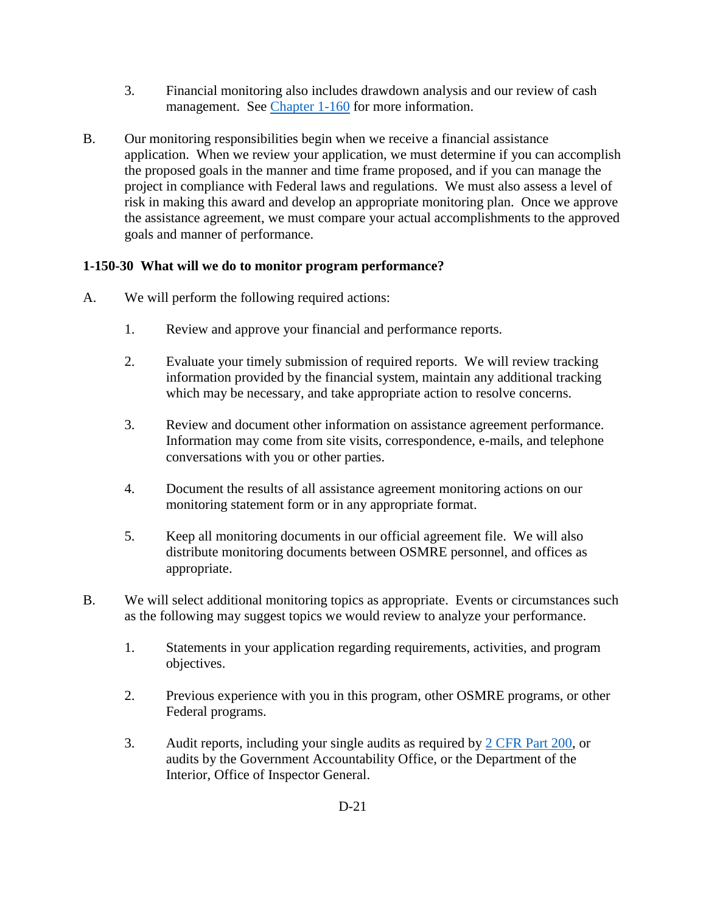3. Financial monitoring also includes drawdown analysis and our review of cash management. See [Chapter 1-160](Chapter 1-160) for more information.

B. Our monitoring responsibilities begin when we receive a financial assistance application. When we review your application, we must determine if you can accomplish the proposed goals in the manner and time frame proposed, and if you can manage the project in compliance with Federal laws and regulations. We must also assess a level of risk in making this award and develop an appropriate monitoring plan. Once we approve the assistance agreement, we must compare your actual accomplishments to the approved goals and manner of performance.

### 1-150-30 What will we do to monitor program performance?

A. We will perform the following required actions:

1. Review and approve your financial and performance reports.

2. Evaluate your timely submission of required reports. We will review tracking information provided by the financial system, maintain any additional tracking which may be necessary, and take appropriate action to resolve concerns.

3. Review and document other information on assistance agreement performance. Information may come from site visits, correspondence, e-mails, and telephone conversations with you or other parties.

4. Document the results of all assistance agreement monitoring actions on our monitoring statement form or in any appropriate format.

5. Keep all monitoring documents in our official agreement file. We will also distribute monitoring documents between OSMRE personnel, and offices as appropriate.

B. We will select additional monitoring topics as appropriate. Events or circumstances such as the following may suggest topics we would review to analyze your performance.

1. Statements in your application regarding requirements, activities, and program objectives.

2. Previous experience with you in this program, other OSMRE programs, or other Federal programs.

3. Audit reports, including your single audits as required by 2 CFR Part 200, or audits by the Government Accountability Office, or the Department of the Interior, Office of Inspector General.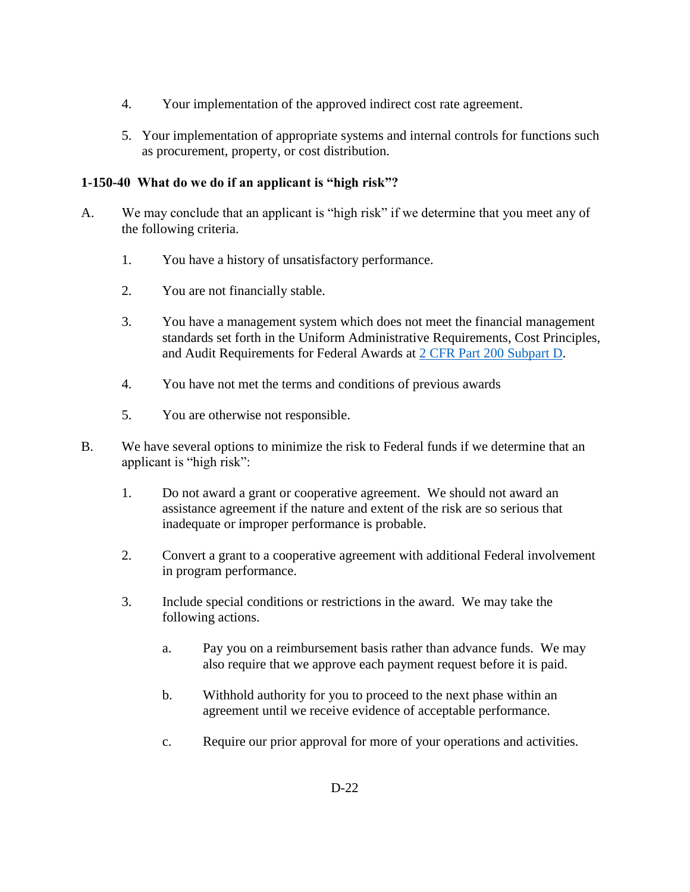4. Your implementation of the approved indirect cost rate agreement.

5. Your implementation of appropriate systems and internal controls for functions such as procurement, property, or cost distribution.

### 1-150-40 What do we do if an applicant is "high risk"?

A. We may conclude that an applicant is "high risk" if we determine that you meet any of the following criteria.

   1. You have a history of unsatisfactory performance.

   2. You are not financially stable.

   3. You have a management system which does not meet the financial management standards set forth in the Uniform Administrative Requirements, Cost Principles, and Audit Requirements for Federal Awards at 2 CFR Part 200 Subpart D.

   4. You have not met the terms and conditions of previous awards

   5. You are otherwise not responsible.

B. We have several options to minimize the risk to Federal funds if we determine that an applicant is "high risk":

   1. Do not award a grant or cooperative agreement. We should not award an assistance agreement if the nature and extent of the risk are so serious that inadequate or improper performance is probable.

   2. Convert a grant to a cooperative agreement with additional Federal involvement in program performance.

   3. Include special conditions or restrictions in the award. We may take the following actions.

      a. Pay you on a reimbursement basis rather than advance funds. We may also require that we approve each payment request before it is paid.

      b. Withhold authority for you to proceed to the next phase within an agreement until we receive evidence of acceptable performance.

      c. Require our prior approval for more of your operations and activities.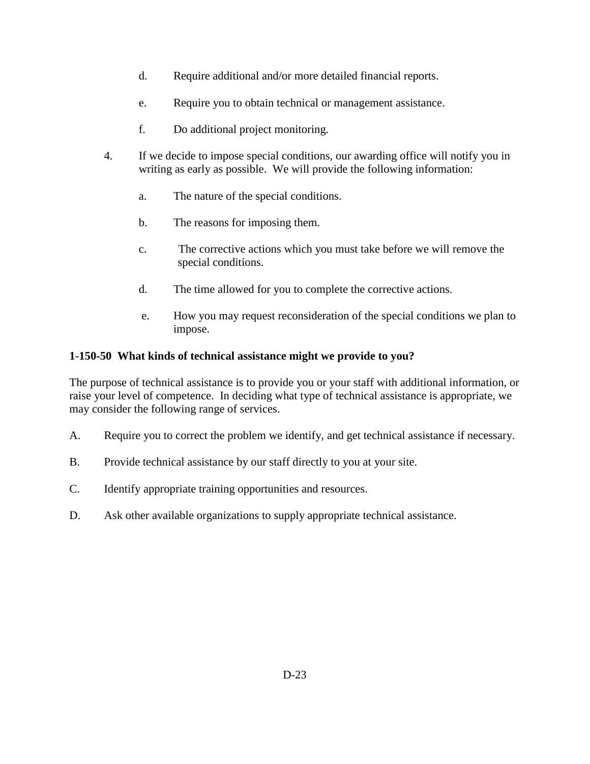d. Require additional and/or more detailed financial reports.

e. Require you to obtain technical or management assistance.

f. Do additional project monitoring.

4. If we decide to impose special conditions, our awarding office will notify you in writing as early as possible. We will provide the following information:

   a. The nature of the special conditions.

   b. The reasons for imposing them.

   c. The corrective actions which you must take before we will remove the special conditions.

   d. The time allowed for you to complete the corrective actions.

   e. How you may request reconsideration of the special conditions we plan to impose.

**1-150-50 What kinds of technical assistance might we provide to you?**

The purpose of technical assistance is to provide you or your staff with additional information, or raise your level of competence. In deciding what type of technical assistance is appropriate, we may consider the following range of services.

A. Require you to correct the problem we identify, and get technical assistance if necessary.

B. Provide technical assistance by our staff directly to you at your site.

C. Identify appropriate training opportunities and resources.

D. Ask other available organizations to supply appropriate technical assistance.